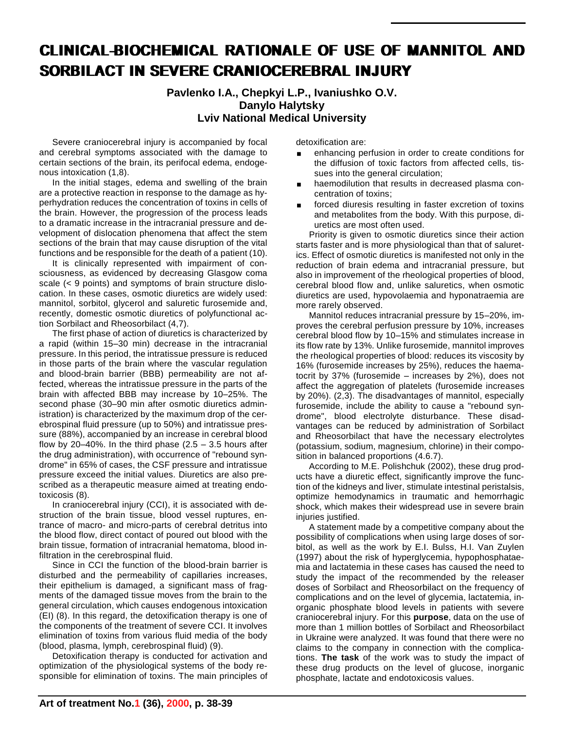# CLINICAL-BIOCHEMICAL RATIONALE OF USE OF MANNITOL AND SORBILACT IN SEVERE CRANIOCEREBRAL INJURY

**Pavlenko I.A., Chepkyi L.P., Ivaniushko O.V.**
**Danylo Halytsky**
**Lviv National Medical University**

Severe craniocerebral injury is accompanied by focal and cerebral symptoms associated with the damage to certain sections of the brain, its perifocal edema, endogenous intoxication (1,8).

In the initial stages, edema and swelling of the brain are a protective reaction in response to the damage as hyperhydration reduces the concentration of toxins in cells of the brain. However, the progression of the process leads to a dramatic increase in the intracranial pressure and development of dislocation phenomena that affect the stem sections of the brain that may cause disruption of the vital functions and be responsible for the death of a patient (10).

It is clinically represented with impairment of consciousness, as evidenced by decreasing Glasgow coma scale (< 9 points) and symptoms of brain structure dislocation. In these cases, osmotic diuretics are widely used: mannitol, sorbitol, glycerol and saluretic furosemide and, recently, domestic osmotic diuretics of polyfunctional action Sorbilact and Rheosorbilact (4,7).

The first phase of action of diuretics is characterized by a rapid (within 15–30 min) decrease in the intracranial pressure. In this period, the intratissue pressure is reduced in those parts of the brain where the vascular regulation and blood-brain barrier (BBB) permeability are not affected, whereas the intratissue pressure in the parts of the brain with affected BBB may increase by 10–25%. The second phase (30–90 min after osmotic diuretics administration) is characterized by the maximum drop of the cerebrospinal fluid pressure (up to 50%) and intratissue pressure (88%), accompanied by an increase in cerebral blood flow by 20–40%. In the third phase (2.5 – 3.5 hours after the drug administration), with occurrence of "rebound syndrome" in 65% of cases, the CSF pressure and intratissue pressure exceed the initial values. Diuretics are also prescribed as a therapeutic measure aimed at treating endotoxicosis (8).

In craniocerebral injury (CCI), it is associated with destruction of the brain tissue, blood vessel ruptures, entrance of macro- and micro-parts of cerebral detritus into the blood flow, direct contact of poured out blood with the brain tissue, formation of intracranial hematoma, blood infiltration in the cerebrospinal fluid.

Since in CCI the function of the blood-brain barrier is disturbed and the permeability of capillaries increases, their epithelium is damaged, a significant mass of fragments of the damaged tissue moves from the brain to the general circulation, which causes endogenous intoxication (EI) (8). In this regard, the detoxification therapy is one of the components of the treatment of severe CCI. It involves elimination of toxins from various fluid media of the body (blood, plasma, lymph, cerebrospinal fluid) (9).

Detoxification therapy is conducted for activation and optimization of the physiological systems of the body responsible for elimination of toxins. The main principles of detoxification are:

- enhancing perfusion in order to create conditions for the diffusion of toxic factors from affected cells, tissues into the general circulation;
- haemodilution that results in decreased plasma concentration of toxins;
- forced diuresis resulting in faster excretion of toxins and metabolites from the body. With this purpose, diuretics are most often used.

Priority is given to osmotic diuretics since their action starts faster and is more physiological than that of saluretics. Effect of osmotic diuretics is manifested not only in the reduction of brain edema and intracranial pressure, but also in improvement of the rheological properties of blood, cerebral blood flow and, unlike saluretics, when osmotic diuretics are used, hypovolaemia and hyponatraemia are more rarely observed.

Mannitol reduces intracranial pressure by 15–20%, improves the cerebral perfusion pressure by 10%, increases cerebral blood flow by 10–15% and stimulates increase in its flow rate by 13%. Unlike furosemide, mannitol improves the rheological properties of blood: reduces its viscosity by 16% (furosemide increases by 25%), reduces the haematocrit by 37% (furosemide – increases by 2%), does not affect the aggregation of platelets (furosemide increases by 20%). (2,3). The disadvantages of mannitol, especially furosemide, include the ability to cause a "rebound syndrome", blood electrolyte disturbance. These disadvantages can be reduced by administration of Sorbilact and Rheosorbilact that have the necessary electrolytes (potassium, sodium, magnesium, chlorine) in their composition in balanced proportions (4.6.7).

According to M.E. Polishchuk (2002), these drug products have a diuretic effect, significantly improve the function of the kidneys and liver, stimulate intestinal peristalsis, optimize hemodynamics in traumatic and hemorrhagic shock, which makes their widespread use in severe brain injuries justified.

A statement made by a competitive company about the possibility of complications when using large doses of sorbitol, as well as the work by E.I. Bulss, H.I. Van Zuylen (1997) about the risk of hyperglycemia, hypophosphataemia and lactatemia in these cases has caused the need to study the impact of the recommended by the releaser doses of Sorbilact and Rheosorbilact on the frequency of complications and on the level of glycemia, lactatemia, inorganic phosphate blood levels in patients with severe craniocerebral injury. For this **purpose**, data on the use of more than 1 million bottles of Sorbilact and Rheosorbilact in Ukraine were analyzed. It was found that there were no claims to the company in connection with the complications. **The task** of the work was to study the impact of these drug products on the level of glucose, inorganic phosphate, lactate and endotoxicosis values.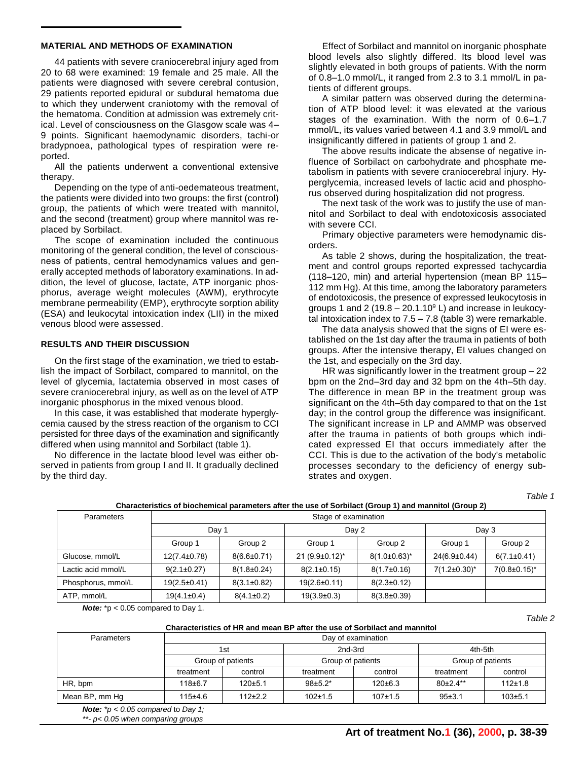## MATERIAL AND METHODS OF EXAMINATION

44 patients with severe craniocerebral injury aged from 20 to 68 were examined: 19 female and 25 male. All the patients were diagnosed with severe cerebral contusion, 29 patients reported epidural or subdural hematoma due to which they underwent craniotomy with the removal of the hematoma. Condition at admission was extremely critical. Level of consciousness on the Glasgow scale was 4–9 points. Significant haemodynamic disorders, tachi-or bradypnoea, pathological types of respiration were reported.

All the patients underwent a conventional extensive therapy.

Depending on the type of anti-oedemateous treatment, the patients were divided into two groups: the first (control) group, the patients of which were treated with mannitol, and the second (treatment) group where mannitol was replaced by Sorbilact.

The scope of examination included the continuous monitoring of the general condition, the level of consciousness of patients, central hemodynamics values and generally accepted methods of laboratory examinations. In addition, the level of glucose, lactate, ATP inorganic phosphorus, average weight molecules (AWM), erythrocyte membrane permeability (EMP), erythrocyte sorption ability (ESA) and leukocytal intoxication index (LII) in the mixed venous blood were assessed.

## RESULTS AND THEIR DISCUSSION

On the first stage of the examination, we tried to establish the impact of Sorbilact, compared to mannitol, on the level of glycemia, lactatemia observed in most cases of severe craniocerebral injury, as well as on the level of ATP inorganic phosphorus in the mixed venous blood.

In this case, it was established that moderate hyperglycemia caused by the stress reaction of the organism to CCI persisted for three days of the examination and significantly differed when using mannitol and Sorbilact (table 1).

No difference in the lactate blood level was either observed in patients from group I and II. It gradually declined by the third day.

Effect of Sorbilact and mannitol on inorganic phosphate blood levels also slightly differed. Its blood level was slightly elevated in both groups of patients. With the norm of 0.8–1.0 mmol/L, it ranged from 2.3 to 3.1 mmol/L in patients of different groups.

A similar pattern was observed during the determination of ATP blood level: it was elevated at the various stages of the examination. With the norm of 0.6–1.7 mmol/L, its values varied between 4.1 and 3.9 mmol/L and insignificantly differed in patients of group 1 and 2.

The above results indicate the absense of negative influence of Sorbilact on carbohydrate and phosphate metabolism in patients with severe craniocerebral injury. Hyperglycemia, increased levels of lactic acid and phosphorus observed during hospitalization did not progress.

The next task of the work was to justify the use of mannitol and Sorbilact to deal with endotoxicosis associated with severe CCI.

Primary objective parameters were hemodynamic disorders.

As table 2 shows, during the hospitalization, the treatment and control groups reported expressed tachycardia (118–120, min) and arterial hypertension (mean BP 115–112 mm Hg). At this time, among the laboratory parameters of endotoxicosis, the presence of expressed leukocytosis in groups 1 and 2 ($19.8 – 20.1.10^9$ L) and increase in leukocytal intoxication index to 7.5 – 7.8 (table 3) were remarkable.

The data analysis showed that the signs of EI were established on the 1st day after the trauma in patients of both groups. After the intensive therapy, EI values changed on the 1st, and especially on the 3rd day.

HR was significantly lower in the treatment group – 22 bpm on the 2nd–3rd day and 32 bpm on the 4th–5th day. The difference in mean BP in the treatment group was significant on the 4th–5th day compared to that on the 1st day; in the control group the difference was insignificant. The significant increase in LP and AMMP was observed after the trauma in patients of both groups which indicated expressed EI that occurs immediately after the CCI. This is due to the activation of the body's metabolic processes secondary to the deficiency of energy substrates and oxygen.

*Table 1*

**Characteristics of biochemical parameters after the use of Sorbilact (Group 1) and mannitol (Group 2)**

| Parameters | Stage of examination | | | | | |
|---|---|---|---|---|---|---|
| | Day 1 | | Day 2 | | Day 3 | |
| | Group 1 | Group 2 | Group 1 | Group 2 | Group 1 | Group 2 |
| Glucose, mmol/L | 12(7.4±0.78) | 8(6.6±0.71) | 21 (9.9±0.12)* | 8(1.0±0.63)* | 24(6.9±0.44) | 6(7.1±0.41) |
| Lactic acid mmol/L | 9(2.1±0.27) | 8(1.8±0.24) | 8(2.1±0.15) | 8(1.7±0.16) | 7(1.2±0.30)* | 7(0.8±0.15)* |
| Phosphorus, mmol/L | 19(2.5±0.41) | 8(3.1±0.82) | 19(2.6±0.11) | 8(2.3±0.12) | | |
| ATP, mmol/L | 19(4.1±0.4) | 8(4.1±0.2) | 19(3.9±0.3) | 8(3.8±0.39) | | |

***Note:*** *p < 0.05 compared to Day 1.

*Table 2*

**Characteristics of HR and mean BP after the use of Sorbilact and mannitol**

| Parameters | Day of examination | | | | | |
|---|---|---|---|---|---|---|
| | 1st | | 2nd-3rd | | 4th-5th | |
| | Group of patients | | Group of patients | | Group of patients | |
| | treatment | control | treatment | control | treatment | control |
| HR, bpm | 118±6.7 | 120±5.1 | 98±5.2* | 120±6.3 | 80±2.4** | 112±1.8 |
| Mean BP, mm Hg | 115±4.6 | 112±2.2 | 102±1.5 | 107±1.5 | 95±3.1 | 103±5.1 |

***Note:*** *\*p < 0.05 compared to Day 1;*
*\*\*- p< 0.05 when comparing groups*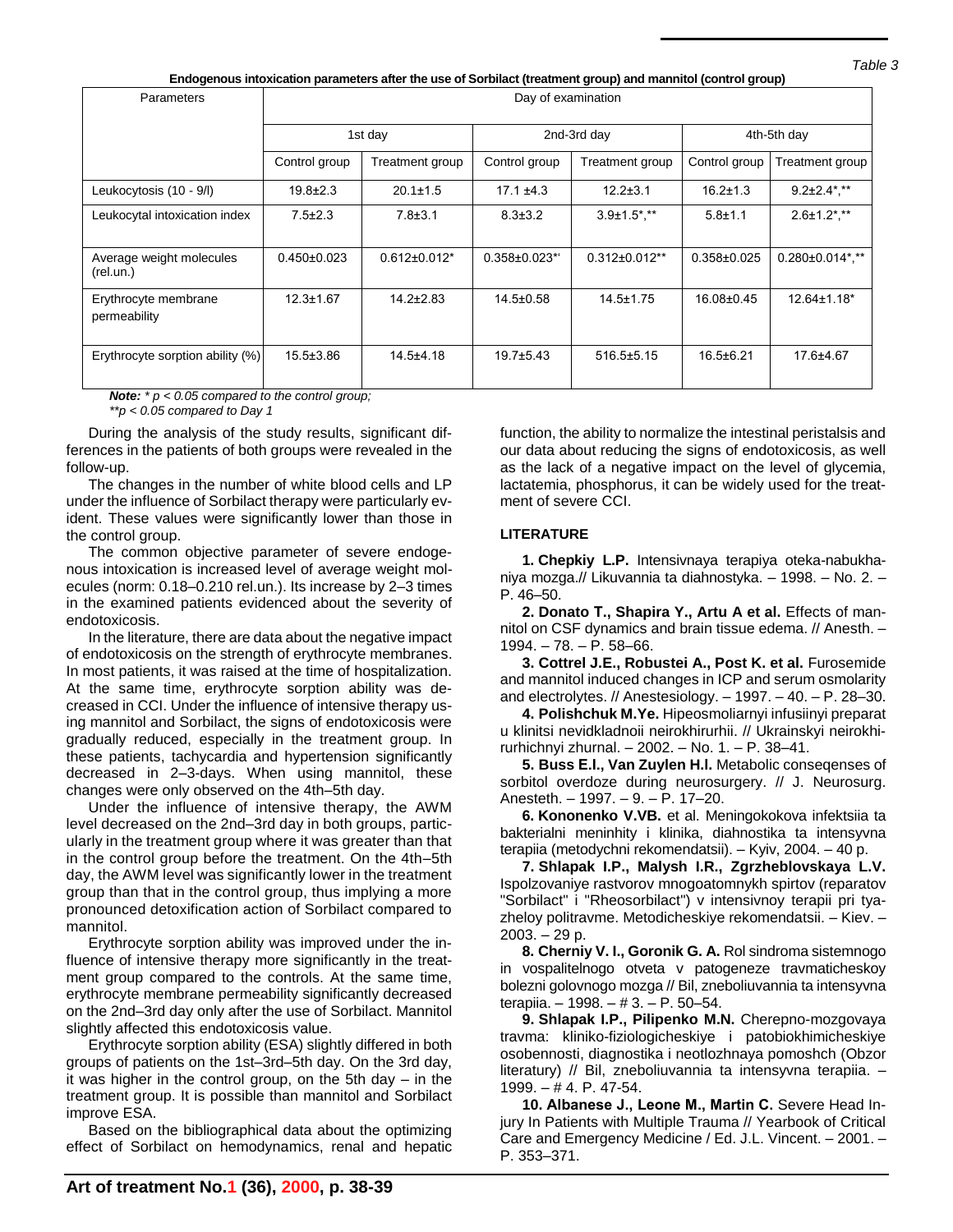*Table 3*

**Endogenous intoxication parameters after the use of Sorbilact (treatment group) and mannitol (control group)**

| Parameters | Day of examination | | | | | |
|---|---|---|---|---|---|---|
| | 1st day | | 2nd-3rd day | | 4th-5th day | |
| | Control group | Treatment group | Control group | Treatment group | Control group | Treatment group |
| Leukocytosis (10 - 9/l) | 19.8±2.3 | 20.1±1.5 | 17.1 ±4.3 | 12.2±3.1 | 16.2±1.3 | 9.2±2.4*,** |
| Leukocytal intoxication index | 7.5±2.3 | 7.8±3.1 | 8.3±3.2 | 3.9±1.5*,** | 5.8±1.1 | 2.6±1.2*,** |
| Average weight molecules (rel.un.) | 0.450±0.023 | 0.612±0.012* | 0.358±0.023*' | 0.312±0.012** | 0.358±0.025 | 0.280±0.014*,** |
| Erythrocyte membrane permeability | 12.3±1.67 | 14.2±2.83 | 14.5±0.58 | 14.5±1.75 | 16.08±0.45 | 12.64±1.18* |
| Erythrocyte sorption ability (%) | 15.5±3.86 | 14.5±4.18 | 19.7±5.43 | 516.5±5.15 | 16.5±6.21 | 17.6±4.67 |

***Note:*** *\* p < 0.05 compared to the control group;*
*\*\*p < 0.05 compared to Day 1*

During the analysis of the study results, significant differences in the patients of both groups were revealed in the follow-up.

The changes in the number of white blood cells and LP under the influence of Sorbilact therapy were particularly evident. These values were significantly lower than those in the control group.

The common objective parameter of severe endogenous intoxication is increased level of average weight molecules (norm: 0.18–0.210 rel.un.). Its increase by 2–3 times in the examined patients evidenced about the severity of endotoxicosis.

In the literature, there are data about the negative impact of endotoxicosis on the strength of erythrocyte membranes. In most patients, it was raised at the time of hospitalization. At the same time, erythrocyte sorption ability was decreased in CCI. Under the influence of intensive therapy using mannitol and Sorbilact, the signs of endotoxicosis were gradually reduced, especially in the treatment group. In these patients, tachycardia and hypertension significantly decreased in 2–3-days. When using mannitol, these changes were only observed on the 4th–5th day.

Under the influence of intensive therapy, the AWM level decreased on the 2nd–3rd day in both groups, particularly in the treatment group where it was greater than that in the control group before the treatment. On the 4th–5th day, the AWM level was significantly lower in the treatment group than that in the control group, thus implying a more pronounced detoxification action of Sorbilact compared to mannitol.

Erythrocyte sorption ability was improved under the influence of intensive therapy more significantly in the treatment group compared to the controls. At the same time, erythrocyte membrane permeability significantly decreased on the 2nd–3rd day only after the use of Sorbilact. Mannitol slightly affected this endotoxicosis value.

Erythrocyte sorption ability (ESA) slightly differed in both groups of patients on the 1st–3rd–5th day. On the 3rd day, it was higher in the control group, on the 5th day – in the treatment group. It is possible than mannitol and Sorbilact improve ESA.

Based on the bibliographical data about the optimizing effect of Sorbilact on hemodynamics, renal and hepatic function, the ability to normalize the intestinal peristalsis and our data about reducing the signs of endotoxicosis, as well as the lack of a negative impact on the level of glycemia, lactatemia, phosphorus, it can be widely used for the treatment of severe CCI.

## LITERATURE

**1. Chepkiy L.P.** Intensivnaya terapiya oteka-nabukhaniya mozga.// Likuvannia ta diahnostyka. – 1998. – No. 2. – P. 46–50.

**2. Donato T., Shapira Y., Artu A et al.** Effects of mannitol on CSF dynamics and brain tissue edema. // Anesth. – 1994. – 78. – P. 58–66.

**3. Cottrel J.E., Robustei A., Post K. et al.** Furosemide and mannitol induced changes in ICP and serum osmolarity and electrolytes. // Anestesiology. – 1997. – 40. – P. 28–30.

**4. Polishchuk M.Ye.** Hipeosmoliarnyi infusiinyi preparat u klinitsi nevidkladnoii neirokhirurhii. // Ukrainskyi neirokhirurhichnyi zhurnal. – 2002. – No. 1. – P. 38–41.

**5. Buss E.I., Van Zuylen H.I.** Metabolic conseqenses of sorbitol overdoze during neurosurgery. // J. Neurosurg. Anesteth. – 1997. – 9. – P. 17–20.

**6. Kononenko V.VB.** et al. Meningokokova infektsiia ta bakterialni meninhity i klinika, diahnostika ta intensyvna terapiia (metodychni rekomendatsii). – Kyiv, 2004. – 40 p.

**7. Shlapak I.P., Malysh I.R., Zgrzheblovskaya L.V.** Ispolzovaniye rastvorov mnogoatomnykh spirtov (reparatov "Sorbilact" i "Rheosorbilact") v intensivnoy terapii pri tyazheloy politravme. Metodicheskiye rekomendatsii. – Kiev. – 2003. – 29 p.

**8. Cherniy V. I., Goronik G. A.** Rol sindroma sistemnogo in vospalitelnogo otveta v patogeneze travmaticheskoy bolezni golovnogo mozga // Bil, zneboliuvannia ta intensyvna terapiia. – 1998. – # 3. – P. 50–54.

**9. Shlapak I.P., Pilipenko M.N.** Cherepno-mozgovaya travma: kliniko-fiziologicheskiye i patobiokhimicheskiye osobennosti, diagnostika i neotlozhnaya pomoshch (Obzor literatury) // Bil, zneboliuvannia ta intensyvna terapiia. – 1999. – # 4. P. 47-54.

**10. Albanese J., Leone M., Martin C.** Severe Head Injury In Patients with Multiple Trauma // Yearbook of Critical Care and Emergency Medicine / Ed. J.L. Vincent. – 2001. – P. 353–371.

**Art of treatment No.1 (36), 2000, p. 38-39**